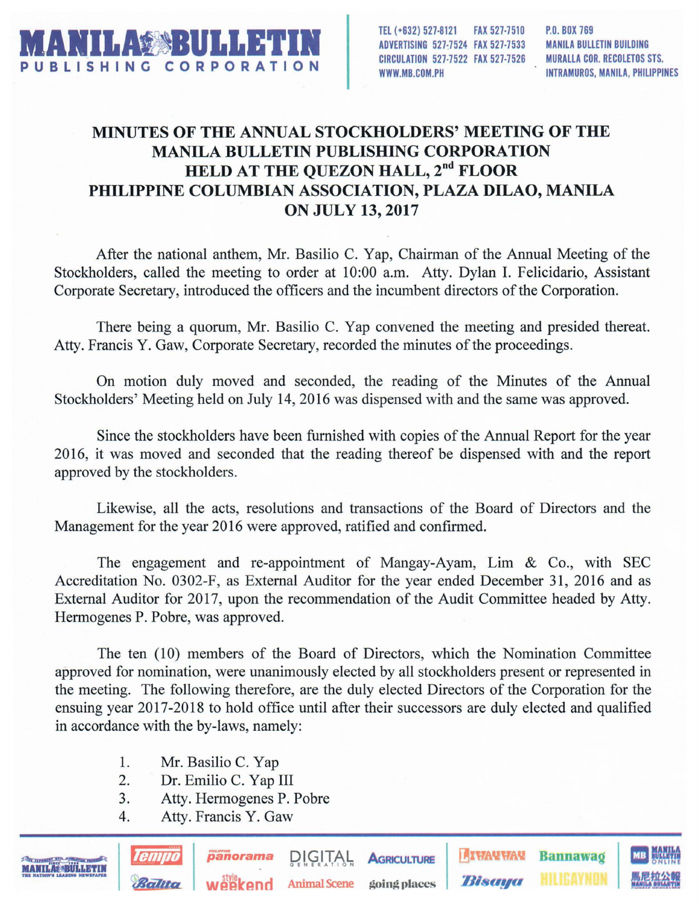# MINUTES OF THE ANNUAL STOCKHOLDERS' MEETING OF THE MANILA BULLETIN PUBLISHING CORPORATION HELD AT THE QUEZON HALL, 2nd FLOOR PHILIPPINE COLUMBIAN ASSOCIATION, PLAZA DILAO, MANILA ON JULY 13, 2017

After the national anthem, Mr. Basilio C. Yap, Chairman of the Annual Meeting of the Stockholders, called the meeting to order at 10:00 a.m. Atty. Dylan I. Felicidario, Assistant Corporate Secretary, introduced the officers and the incumbent directors of the Corporation.

There being a quorum, Mr. Basilio C. Yap convened the meeting and presided thereat. Atty. Francis Y. Gaw, Corporate Secretary, recorded the minutes of the proceedings.

On motion duly moved and seconded, the reading of the Minutes of the Annual Stockholders' Meeting held on July 14, 2016 was dispensed with and the same was approved.

Since the stockholders have been furnished with copies of the Annual Report for the year 2016, it was moved and seconded that the reading thereof be dispensed with and the report approved by the stockholders.

Likewise, all the acts, resolutions and transactions of the Board of Directors and the Management for the year 2016 were approved, ratified and confirmed.

The engagement and re-appointment of Mangay-Ayam, Lim & Co., with SEC Accreditation No. 0302-F, as External Auditor for the year ended December 31, 2016 and as External Auditor for 2017, upon the recommendation of the Audit Committee headed by Atty. Hermogenes P. Pobre, was approved.

The ten (10) members of the Board of Directors, which the Nomination Committee approved for nomination, were unanimously elected by all stockholders present or represented in the meeting. The following therefore, are the duly elected Directors of the Corporation for the ensuing year 2017-2018 to hold office until after their successors are duly elected and qualified in accordance with the by-laws, namely:

1. Mr. Basilio C. Yap
2. Dr. Emilio C. Yap III
3. Atty. Hermogenes P. Pobre
4. Atty. Francis Y. Gaw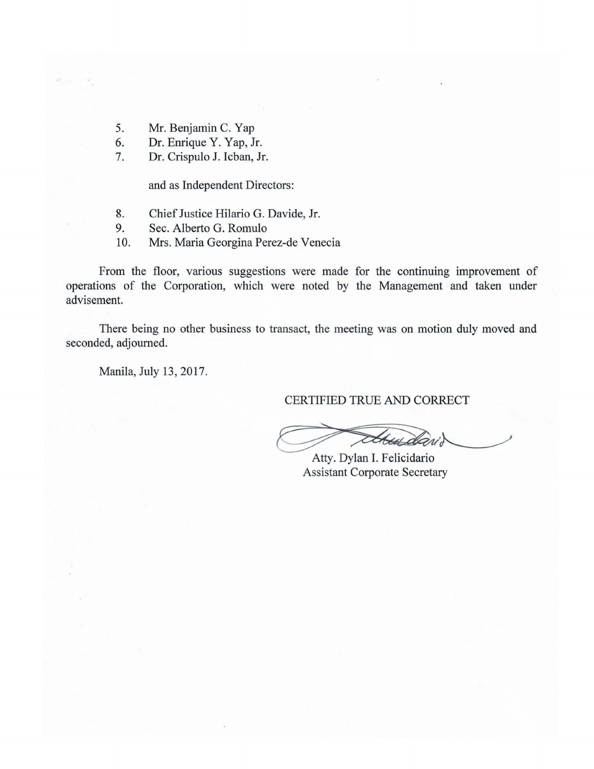5. Mr. Benjamin C. Yap
6. Dr. Enrique Y. Yap, Jr.
7. Dr. Crispulo J. Icban, Jr.

and as Independent Directors:

8. Chief Justice Hilario G. Davide, Jr.
9. Sec. Alberto G. Romulo
10. Mrs. Maria Georgina Perez-de Venecia

From the floor, various suggestions were made for the continuing improvement of operations of the Corporation, which were noted by the Management and taken under advisement.

There being no other business to transact, the meeting was on motion duly moved and seconded, adjourned.

Manila, July 13, 2017.

CERTIFIED TRUE AND CORRECT

Atty. Dylan I. Felicidario
Assistant Corporate Secretary